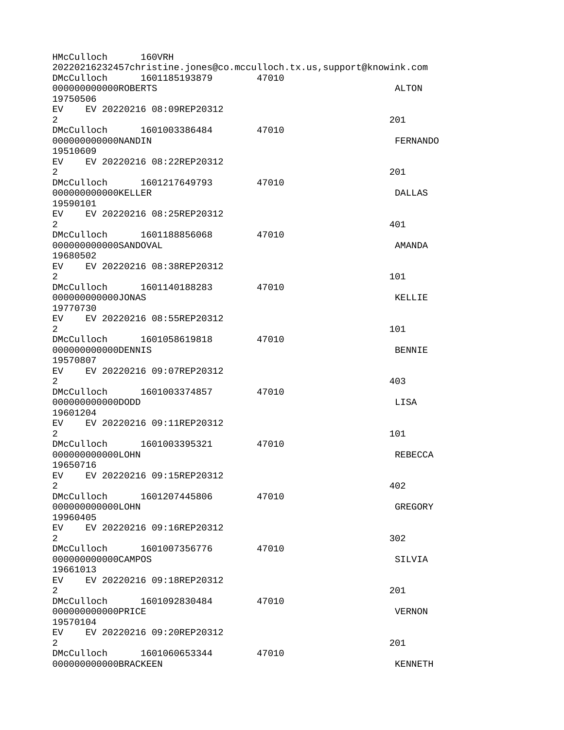```
HMcCulloch      160VRH
20220216232457christine.jones@co.mcculloch.tx.us,support@knowink.com
DMcCulloch      1601185193879       47010
000000000000ROBERTS                                                 ALTON
19750506
EV    EV 20220216 08:09REP20312
2                                                                  201
DMcCulloch      1601003386484       47010
000000000000NANDIN                                                  FERNANDO
19510609
EV    EV 20220216 08:22REP20312
2                                                                  201
DMcCulloch      1601217649793       47010
000000000000KELLER                                                  DALLAS
19590101
EV    EV 20220216 08:25REP20312
2                                                                  401
DMcCulloch      1601188856068       47010
000000000000SANDOVAL                                                AMANDA
19680502
EV    EV 20220216 08:38REP20312
2                                                                  101
DMcCulloch      1601140188283       47010
000000000000JONAS                                                   KELLIE
19770730
EV    EV 20220216 08:55REP20312
2                                                                  101
DMcCulloch      1601058619818       47010
000000000000DENNIS                                                  BENNIE
19570807
EV    EV 20220216 09:07REP20312
2                                                                  403
DMcCulloch      1601003374857       47010
000000000000DODD                                                    LISA
19601204
EV    EV 20220216 09:11REP20312
2                                                                  101
DMcCulloch      1601003395321       47010
000000000000LOHN                                                    REBECCA
19650716
EV    EV 20220216 09:15REP20312
2                                                                  402
DMcCulloch      1601207445806       47010
000000000000LOHN                                                    GREGORY
19960405
EV    EV 20220216 09:16REP20312
2                                                                  302
DMcCulloch      1601007356776       47010
000000000000CAMPOS                                                  SILVIA
19661013
EV    EV 20220216 09:18REP20312
2                                                                  201
DMcCulloch      1601092830484       47010
000000000000PRICE                                                   VERNON
19570104
EV    EV 20220216 09:20REP20312
2                                                                  201
DMcCulloch      1601060653344       47010
000000000000BRACKEEN                                                KENNETH
```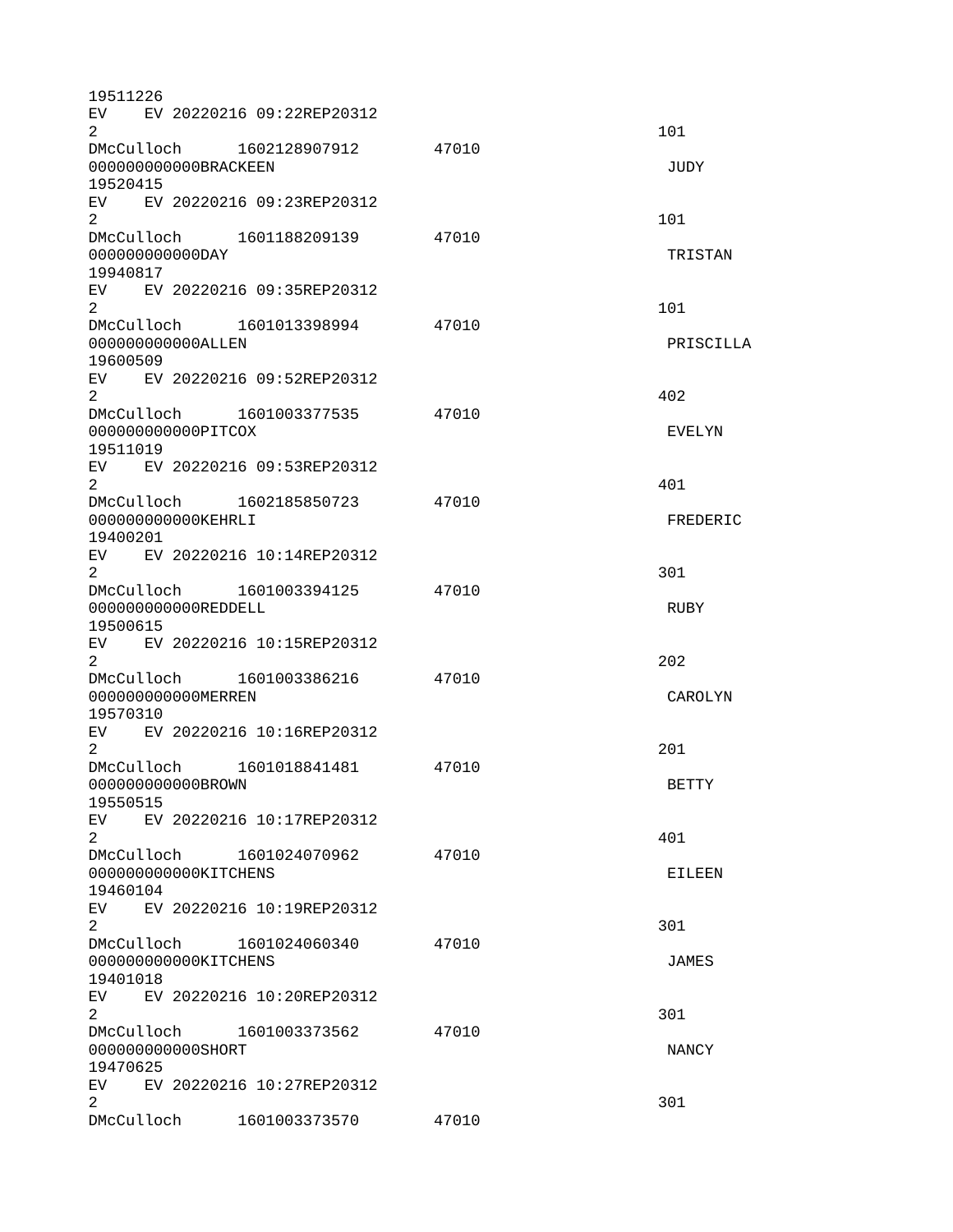```
19511226
EV    EV 20220216 09:22REP20312
2                                                              101
DMcCulloch      1602128907912       47010
000000000000BRACKEEN                                            JUDY
19520415
EV    EV 20220216 09:23REP20312
2                                                              101
DMcCulloch      1601188209139       47010
000000000000DAY                                                 TRISTAN
19940817
EV    EV 20220216 09:35REP20312
2                                                              101
DMcCulloch      1601013398994       47010
000000000000ALLEN                                               PRISCILLA
19600509
EV    EV 20220216 09:52REP20312
2                                                              402
DMcCulloch      1601003377535       47010
000000000000PITCOX                                              EVELYN
19511019
EV    EV 20220216 09:53REP20312
2                                                              401
DMcCulloch      1602185850723       47010
000000000000KEHRLI                                              FREDERIC
19400201
EV    EV 20220216 10:14REP20312
2                                                              301
DMcCulloch      1601003394125       47010
000000000000REDDELL                                             RUBY
19500615
EV    EV 20220216 10:15REP20312
2                                                              202
DMcCulloch      1601003386216       47010
000000000000MERREN                                              CAROLYN
19570310
EV    EV 20220216 10:16REP20312
2                                                              201
DMcCulloch      1601018841481       47010
000000000000BROWN                                               BETTY
19550515
EV    EV 20220216 10:17REP20312
2                                                              401
DMcCulloch      1601024070962       47010
000000000000KITCHENS                                            EILEEN
19460104
EV    EV 20220216 10:19REP20312
2                                                              301
DMcCulloch      1601024060340       47010
000000000000KITCHENS                                            JAMES
19401018
EV    EV 20220216 10:20REP20312
2                                                              301
DMcCulloch      1601003373562       47010
000000000000SHORT                                               NANCY
19470625
EV    EV 20220216 10:27REP20312
2                                                              301
DMcCulloch      1601003373570       47010
```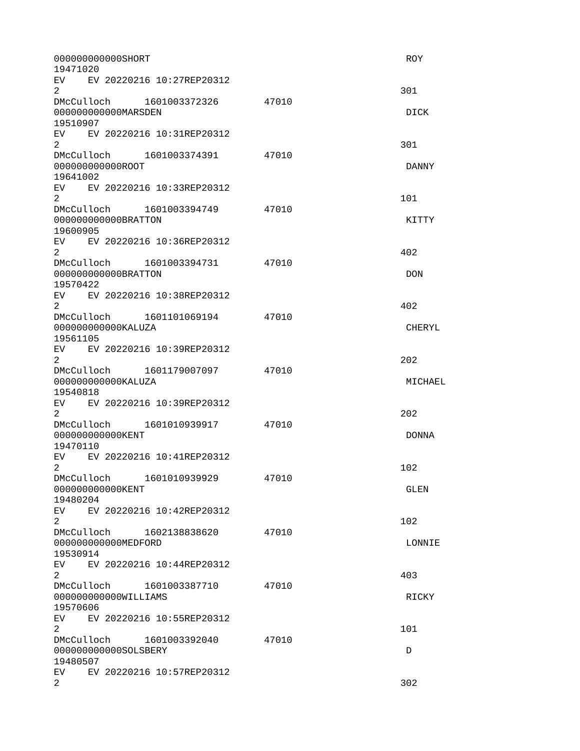```
000000000000SHORT                                                    ROY
19471020
EV    EV 20220216 10:27REP20312
2                                                                    301
DMcCulloch      1601003372326       47010
000000000000MARSDEN                                                  DICK
19510907
EV    EV 20220216 10:31REP20312
2                                                                    301
DMcCulloch      1601003374391       47010
000000000000ROOT                                                     DANNY
19641002
EV    EV 20220216 10:33REP20312
2                                                                    101
DMcCulloch      1601003394749       47010
000000000000BRATTON                                                  KITTY
19600905
EV    EV 20220216 10:36REP20312
2                                                                    402
DMcCulloch      1601003394731       47010
000000000000BRATTON                                                  DON
19570422
EV    EV 20220216 10:38REP20312
2                                                                    402
DMcCulloch      1601101069194       47010
000000000000KALUZA                                                   CHERYL
19561105
EV    EV 20220216 10:39REP20312
2                                                                    202
DMcCulloch      1601179007097       47010
000000000000KALUZA                                                   MICHAEL
19540818
EV    EV 20220216 10:39REP20312
2                                                                    202
DMcCulloch      1601010939917       47010
000000000000KENT                                                     DONNA
19470110
EV    EV 20220216 10:41REP20312
2                                                                    102
DMcCulloch      1601010939929       47010
000000000000KENT                                                     GLEN
19480204
EV    EV 20220216 10:42REP20312
2                                                                    102
DMcCulloch      1602138838620       47010
000000000000MEDFORD                                                  LONNIE
19530914
EV    EV 20220216 10:44REP20312
2                                                                    403
DMcCulloch      1601003387710       47010
000000000000WILLIAMS                                                 RICKY
19570606
EV    EV 20220216 10:55REP20312
2                                                                    101
DMcCulloch      1601003392040       47010
000000000000SOLSBERY                                                 D
19480507
EV    EV 20220216 10:57REP20312
2                                                                    302
```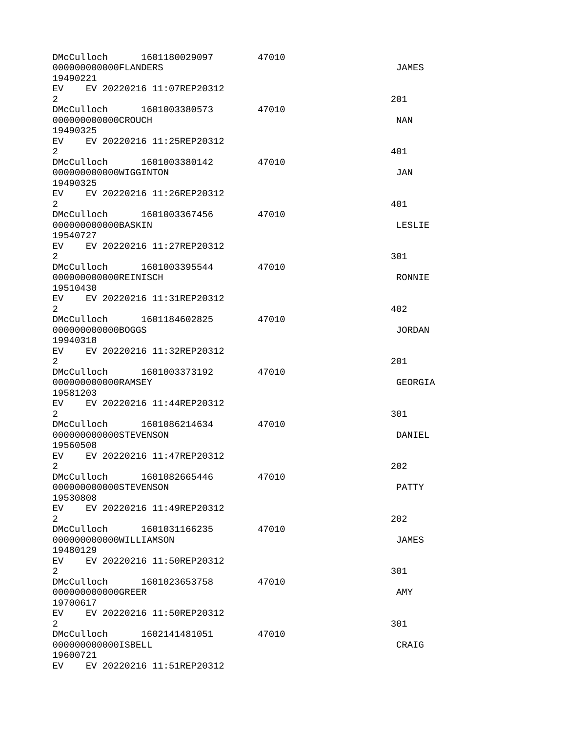```
DMcCulloch      1601180029097       47010
000000000000FLANDERS                                                  JAMES
19490221
EV    EV 20220216 11:07REP20312
2                                                                    201
DMcCulloch      1601003380573       47010
000000000000CROUCH                                                    NAN
19490325
EV    EV 20220216 11:25REP20312
2                                                                    401
DMcCulloch      1601003380142       47010
000000000000WIGGINTON                                                 JAN
19490325
EV    EV 20220216 11:26REP20312
2                                                                    401
DMcCulloch      1601003367456       47010
000000000000BASKIN                                                    LESLIE
19540727
EV    EV 20220216 11:27REP20312
2                                                                    301
DMcCulloch      1601003395544       47010
000000000000REINISCH                                                  RONNIE
19510430
EV    EV 20220216 11:31REP20312
2                                                                    402
DMcCulloch      1601184602825       47010
000000000000BOGGS                                                     JORDAN
19940318
EV    EV 20220216 11:32REP20312
2                                                                    201
DMcCulloch      1601003373192       47010
000000000000RAMSEY                                                    GEORGIA
19581203
EV    EV 20220216 11:44REP20312
2                                                                    301
DMcCulloch      1601086214634       47010
000000000000STEVENSON                                                 DANIEL
19560508
EV    EV 20220216 11:47REP20312
2                                                                    202
DMcCulloch      1601082665446       47010
000000000000STEVENSON                                                 PATTY
19530808
EV    EV 20220216 11:49REP20312
2                                                                    202
DMcCulloch      1601031166235       47010
000000000000WILLIAMSON                                                JAMES
19480129
EV    EV 20220216 11:50REP20312
2                                                                    301
DMcCulloch      1601023653758       47010
000000000000GREER                                                     AMY
19700617
EV    EV 20220216 11:50REP20312
2                                                                    301
DMcCulloch      1602141481051       47010
000000000000ISBELL                                                    CRAIG
19600721
EV    EV 20220216 11:51REP20312
```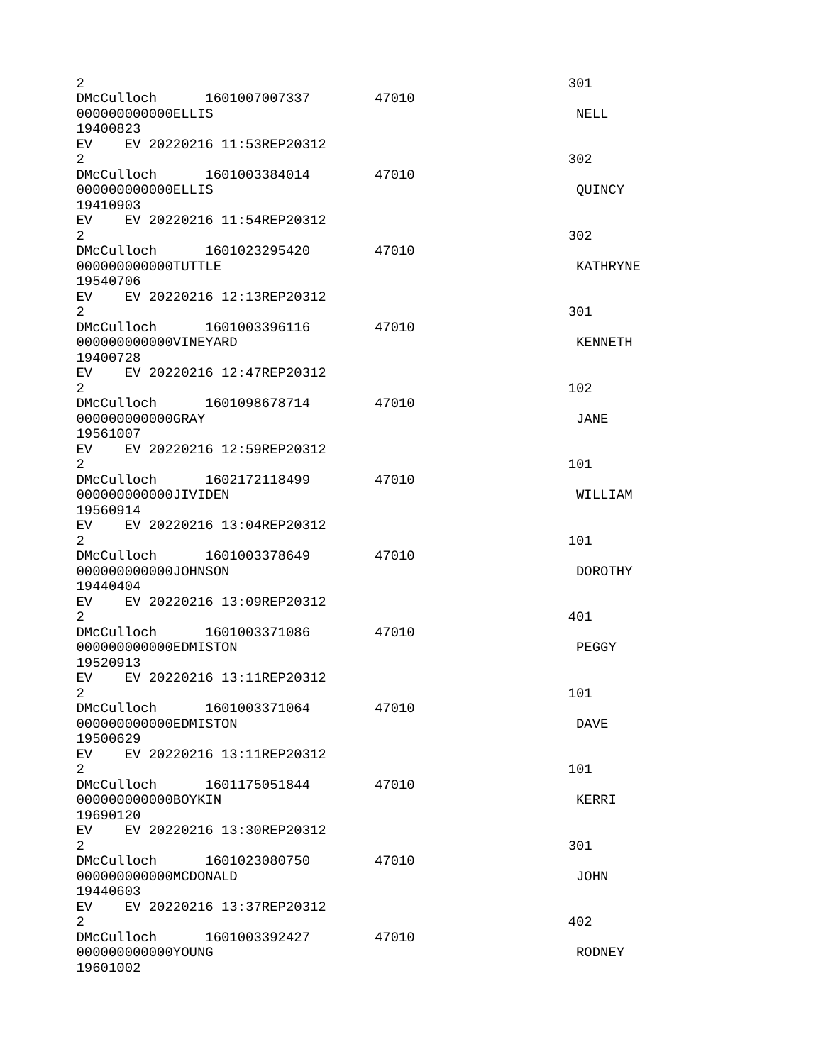```
2                                                                   301
DMcCulloch      1601007007337       47010
000000000000ELLIS                                                    NELL
19400823
EV    EV 20220216 11:53REP20312
2                                                                   302
DMcCulloch      1601003384014       47010
000000000000ELLIS                                                    QUINCY
19410903
EV    EV 20220216 11:54REP20312
2                                                                   302
DMcCulloch      1601023295420       47010
000000000000TUTTLE                                                   KATHRYNE
19540706
EV    EV 20220216 12:13REP20312
2                                                                   301
DMcCulloch      1601003396116       47010
000000000000VINEYARD                                                 KENNETH
19400728
EV    EV 20220216 12:47REP20312
2                                                                   102
DMcCulloch      1601098678714       47010
000000000000GRAY                                                     JANE
19561007
EV    EV 20220216 12:59REP20312
2                                                                   101
DMcCulloch      1602172118499       47010
000000000000JIVIDEN                                                  WILLIAM
19560914
EV    EV 20220216 13:04REP20312
2                                                                   101
DMcCulloch      1601003378649       47010
000000000000JOHNSON                                                  DOROTHY
19440404
EV    EV 20220216 13:09REP20312
2                                                                   401
DMcCulloch      1601003371086       47010
000000000000EDMISTON                                                 PEGGY
19520913
EV    EV 20220216 13:11REP20312
2                                                                   101
DMcCulloch      1601003371064       47010
000000000000EDMISTON                                                 DAVE
19500629
EV    EV 20220216 13:11REP20312
2                                                                   101
DMcCulloch      1601175051844       47010
000000000000BOYKIN                                                   KERRI
19690120
EV    EV 20220216 13:30REP20312
2                                                                   301
DMcCulloch      1601023080750       47010
000000000000MCDONALD                                                 JOHN
19440603
EV    EV 20220216 13:37REP20312
2                                                                   402
DMcCulloch      1601003392427       47010
000000000000YOUNG                                                    RODNEY
19601002
```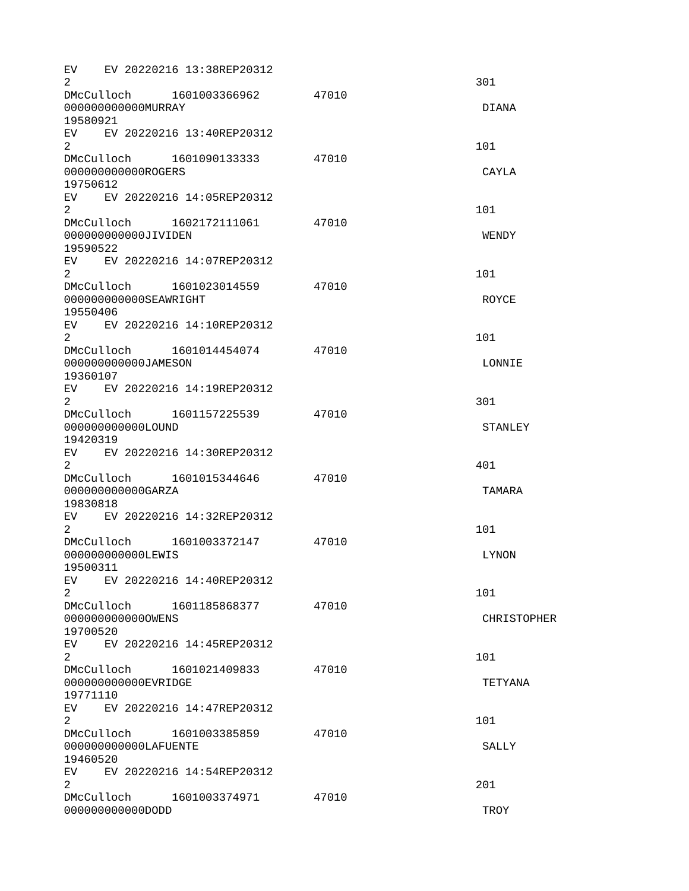```
EV    EV 20220216 13:38REP20312
2                                                               301
DMcCulloch      1601003366962       47010
000000000000MURRAY                                               DIANA
19580921
EV    EV 20220216 13:40REP20312
2                                                               101
DMcCulloch      1601090133333       47010
000000000000ROGERS                                               CAYLA
19750612
EV    EV 20220216 14:05REP20312
2                                                               101
DMcCulloch      1602172111061       47010
000000000000JIVIDEN                                              WENDY
19590522
EV    EV 20220216 14:07REP20312
2                                                               101
DMcCulloch      1601023014559       47010
000000000000SEAWRIGHT                                            ROYCE
19550406
EV    EV 20220216 14:10REP20312
2                                                               101
DMcCulloch      1601014454074       47010
000000000000JAMESON                                              LONNIE
19360107
EV    EV 20220216 14:19REP20312
2                                                               301
DMcCulloch      1601157225539       47010
000000000000LOUND                                                STANLEY
19420319
EV    EV 20220216 14:30REP20312
2                                                               401
DMcCulloch      1601015344646       47010
000000000000GARZA                                                TAMARA
19830818
EV    EV 20220216 14:32REP20312
2                                                               101
DMcCulloch      1601003372147       47010
000000000000LEWIS                                                LYNON
19500311
EV    EV 20220216 14:40REP20312
2                                                               101
DMcCulloch      1601185868377       47010
000000000000OWENS                                                CHRISTOPHER
19700520
EV    EV 20220216 14:45REP20312
2                                                               101
DMcCulloch      1601021409833       47010
000000000000EVRIDGE                                              TETYANA
19771110
EV    EV 20220216 14:47REP20312
2                                                               101
DMcCulloch      1601003385859       47010
000000000000LAFUENTE                                             SALLY
19460520
EV    EV 20220216 14:54REP20312
2                                                               201
DMcCulloch      1601003374971       47010
000000000000DODD                                                 TROY
```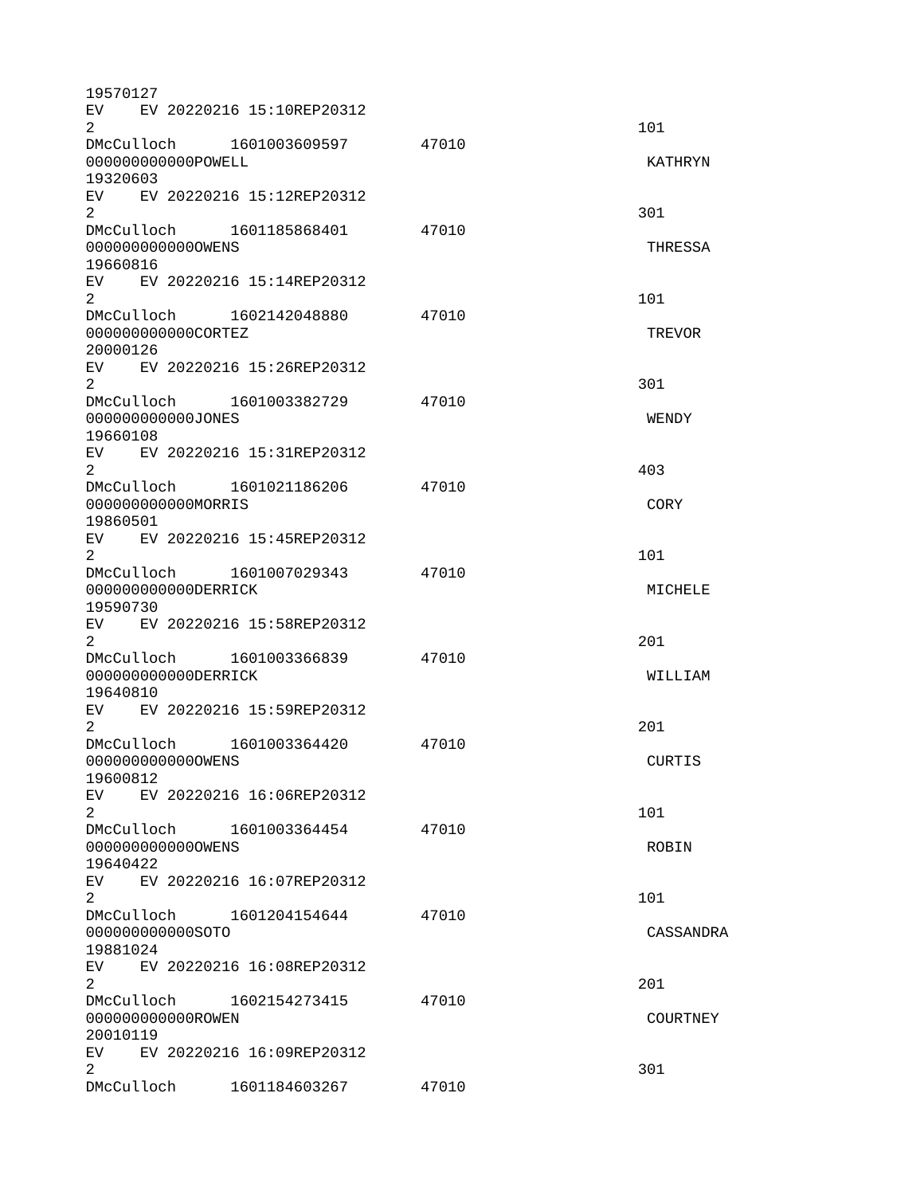```
19570127
EV    EV 20220216 15:10REP20312
2                                                                   101
DMcCulloch      1601003609597       47010
000000000000POWELL                                                   KATHRYN
19320603
EV    EV 20220216 15:12REP20312
2                                                                   301
DMcCulloch      1601185868401       47010
000000000000OWENS                                                    THRESSA
19660816
EV    EV 20220216 15:14REP20312
2                                                                   101
DMcCulloch      1602142048880       47010
000000000000CORTEZ                                                   TREVOR
20000126
EV    EV 20220216 15:26REP20312
2                                                                   301
DMcCulloch      1601003382729       47010
000000000000JONES                                                    WENDY
19660108
EV    EV 20220216 15:31REP20312
2                                                                   403
DMcCulloch      1601021186206       47010
000000000000MORRIS                                                   CORY
19860501
EV    EV 20220216 15:45REP20312
2                                                                   101
DMcCulloch      1601007029343       47010
000000000000DERRICK                                                  MICHELE
19590730
EV    EV 20220216 15:58REP20312
2                                                                   201
DMcCulloch      1601003366839       47010
000000000000DERRICK                                                  WILLIAM
19640810
EV    EV 20220216 15:59REP20312
2                                                                   201
DMcCulloch      1601003364420       47010
000000000000OWENS                                                    CURTIS
19600812
EV    EV 20220216 16:06REP20312
2                                                                   101
DMcCulloch      1601003364454       47010
000000000000OWENS                                                    ROBIN
19640422
EV    EV 20220216 16:07REP20312
2                                                                   101
DMcCulloch      1601204154644       47010
000000000000SOTO                                                     CASSANDRA
19881024
EV    EV 20220216 16:08REP20312
2                                                                   201
DMcCulloch      1602154273415       47010
000000000000ROWEN                                                    COURTNEY
20010119
EV    EV 20220216 16:09REP20312
2                                                                   301
DMcCulloch      1601184603267       47010
```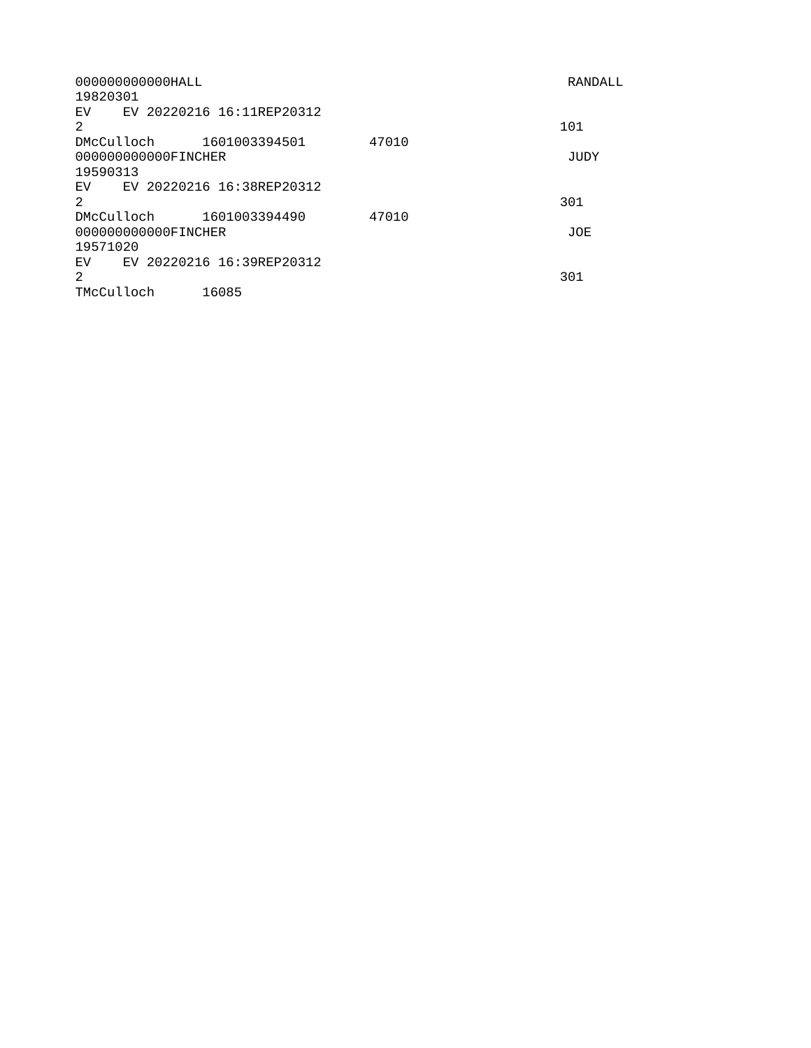```
000000000000HALL                                                        RANDALL
19820301
EV    EV 20220216 16:11REP20312
2                                                                      101
DMcCulloch      1601003394501        47010
000000000000FINCHER                                                     JUDY
19590313
EV    EV 20220216 16:38REP20312
2                                                                      301
DMcCulloch      1601003394490        47010
000000000000FINCHER                                                     JOE
19571020
EV    EV 20220216 16:39REP20312
2                                                                      301
TMcCulloch      16085
```